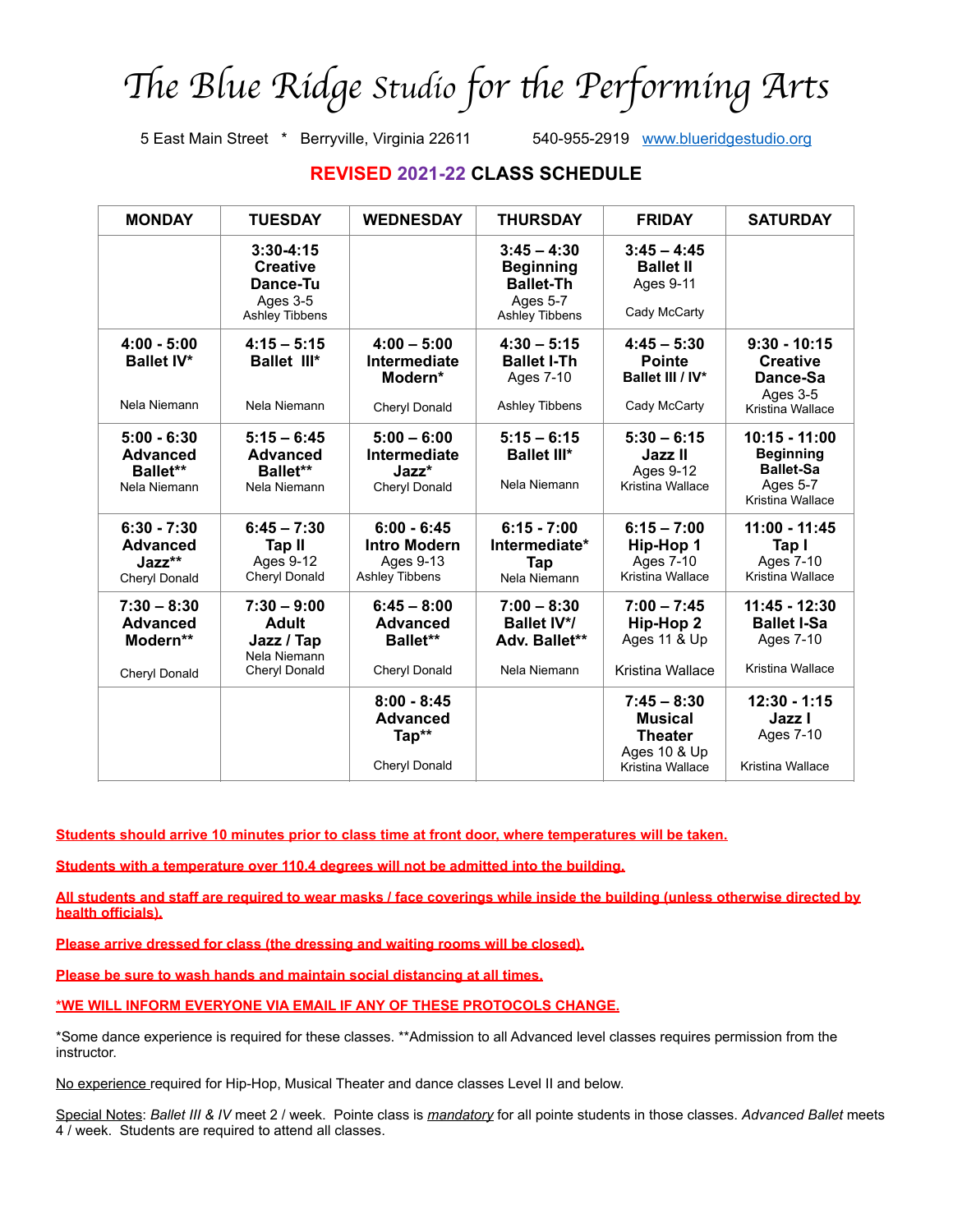# The Blue Ridge Studio for the Performing Arts

5 East Main Street * Berryville, Virginia 22611 540-955-2919 www.blueridgestudio.org

## REVISED 2021-22 CLASS SCHEDULE

| MONDAY | TUESDAY | WEDNESDAY | THURSDAY | FRIDAY | SATURDAY |
|---|---|---|---|---|---|
| | **3:30-4:15 Creative Dance-Tu** Ages 3-5 Ashley Tibbens | | **3:45 – 4:30 Beginning Ballet-Th** Ages 5-7 Ashley Tibbens | **3:45 – 4:45 Ballet II** Ages 9-11 Cady McCarty | |
| **4:00 - 5:00 Ballet IV*** Nela Niemann | **4:15 – 5:15 Ballet III*** Nela Niemann | **4:00 – 5:00 Intermediate Modern*** Cheryl Donald | **4:30 – 5:15 Ballet I-Th** Ages 7-10 Ashley Tibbens | **4:45 – 5:30 Pointe Ballet III / IV*** Cady McCarty | **9:30 - 10:15 Creative Dance-Sa** Ages 3-5 Kristina Wallace |
| **5:00 - 6:30 Advanced Ballet**** Nela Niemann | **5:15 – 6:45 Advanced Ballet**** Nela Niemann | **5:00 – 6:00 Intermediate Jazz*** Cheryl Donald | **5:15 – 6:15 Ballet III*** Nela Niemann | **5:30 – 6:15 Jazz II** Ages 9-12 Kristina Wallace | **10:15 - 11:00 Beginning Ballet-Sa** Ages 5-7 Kristina Wallace |
| **6:30 - 7:30 Advanced Jazz**** Cheryl Donald | **6:45 – 7:30 Tap II** Ages 9-12 Cheryl Donald | **6:00 - 6:45 Intro Modern** Ages 9-13 Ashley Tibbens | **6:15 - 7:00 Intermediate* Tap** Nela Niemann | **6:15 – 7:00 Hip-Hop 1** Ages 7-10 Kristina Wallace | **11:00 - 11:45 Tap I** Ages 7-10 Kristina Wallace |
| **7:30 – 8:30 Advanced Modern**** Cheryl Donald | **7:30 – 9:00 Adult Jazz / Tap** Nela Niemann Cheryl Donald | **6:45 – 8:00 Advanced Ballet**** Cheryl Donald | **7:00 – 8:30 Ballet IV*/ Adv. Ballet**** Nela Niemann | **7:00 – 7:45 Hip-Hop 2** Ages 11 & Up Kristina Wallace | **11:45 - 12:30 Ballet I-Sa** Ages 7-10 Kristina Wallace |
| | | **8:00 - 8:45 Advanced Tap**** Cheryl Donald | | **7:45 – 8:30 Musical Theater** Ages 10 & Up Kristina Wallace | **12:30 - 1:15 Jazz I** Ages 7-10 Kristina Wallace |

Students should arrive 10 minutes prior to class time at front door, where temperatures will be taken.

Students with a temperature over 110.4 degrees will not be admitted into the building.

All students and staff are required to wear masks / face coverings while inside the building (unless otherwise directed by health officials).

Please arrive dressed for class (the dressing and waiting rooms will be closed).

Please be sure to wash hands and maintain social distancing at all times.

*WE WILL INFORM EVERYONE VIA EMAIL IF ANY OF THESE PROTOCOLS CHANGE.

*Some dance experience is required for these classes. **Admission to all Advanced level classes requires permission from the instructor.

No experience required for Hip-Hop, Musical Theater and dance classes Level II and below.

Special Notes: *Ballet III & IV* meet 2 / week. Pointe class is *mandatory* for all pointe students in those classes. *Advanced Ballet* meets 4 / week. Students are required to attend all classes.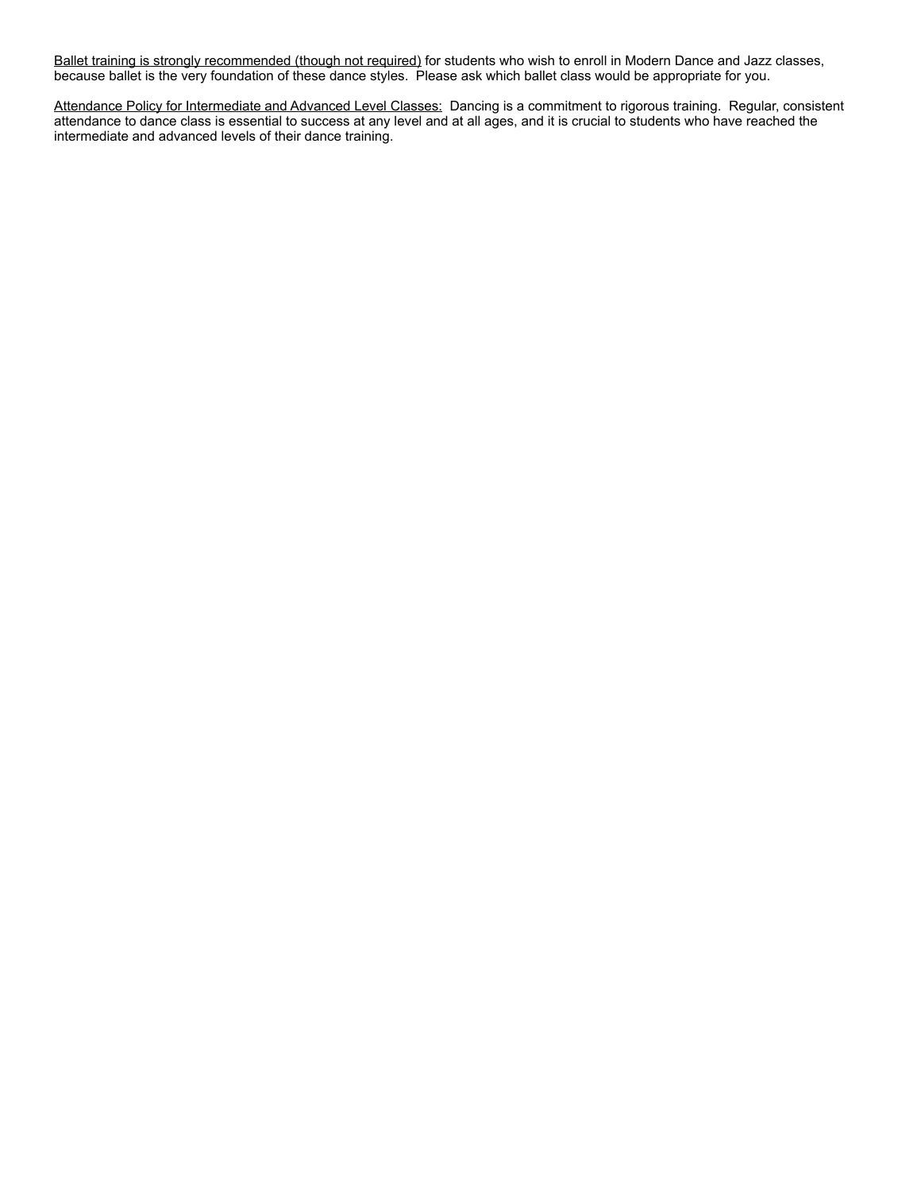<u>Ballet training is strongly recommended (though not required)</u> for students who wish to enroll in Modern Dance and Jazz classes, because ballet is the very foundation of these dance styles. Please ask which ballet class would be appropriate for you.

<u>Attendance Policy for Intermediate and Advanced Level Classes:</u> Dancing is a commitment to rigorous training. Regular, consistent attendance to dance class is essential to success at any level and at all ages, and it is crucial to students who have reached the intermediate and advanced levels of their dance training.